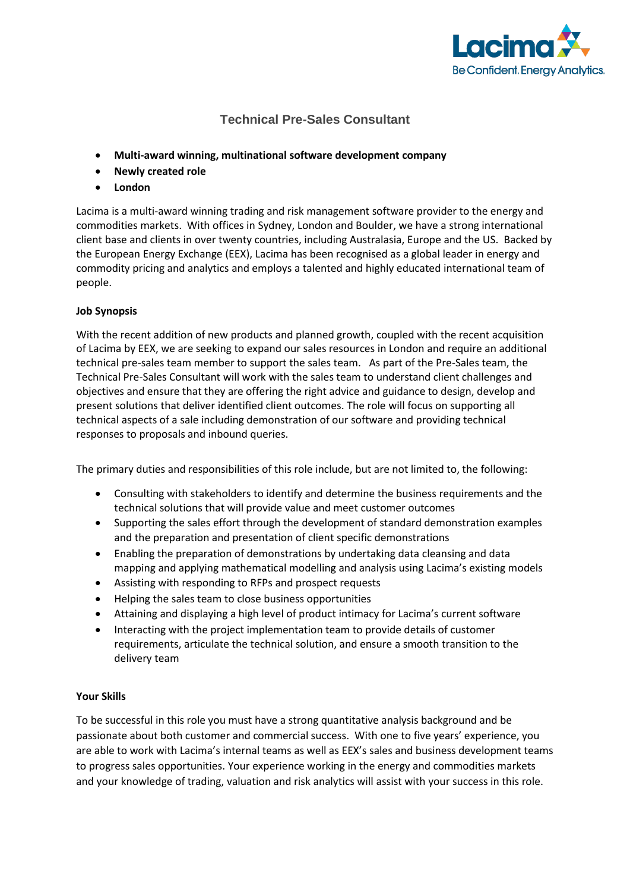Lacima
Be Confident. Energy Analytics.

# Technical Pre-Sales Consultant

- **Multi-award winning, multinational software development company**
- **Newly created role**
- **London**

Lacima is a multi-award winning trading and risk management software provider to the energy and commodities markets. With offices in Sydney, London and Boulder, we have a strong international client base and clients in over twenty countries, including Australasia, Europe and the US. Backed by the European Energy Exchange (EEX), Lacima has been recognised as a global leader in energy and commodity pricing and analytics and employs a talented and highly educated international team of people.

**Job Synopsis**

With the recent addition of new products and planned growth, coupled with the recent acquisition of Lacima by EEX, we are seeking to expand our sales resources in London and require an additional technical pre-sales team member to support the sales team. As part of the Pre-Sales team, the Technical Pre-Sales Consultant will work with the sales team to understand client challenges and objectives and ensure that they are offering the right advice and guidance to design, develop and present solutions that deliver identified client outcomes. The role will focus on supporting all technical aspects of a sale including demonstration of our software and providing technical responses to proposals and inbound queries.

The primary duties and responsibilities of this role include, but are not limited to, the following:

- Consulting with stakeholders to identify and determine the business requirements and the technical solutions that will provide value and meet customer outcomes
- Supporting the sales effort through the development of standard demonstration examples and the preparation and presentation of client specific demonstrations
- Enabling the preparation of demonstrations by undertaking data cleansing and data mapping and applying mathematical modelling and analysis using Lacima's existing models
- Assisting with responding to RFPs and prospect requests
- Helping the sales team to close business opportunities
- Attaining and displaying a high level of product intimacy for Lacima's current software
- Interacting with the project implementation team to provide details of customer requirements, articulate the technical solution, and ensure a smooth transition to the delivery team

**Your Skills**

To be successful in this role you must have a strong quantitative analysis background and be passionate about both customer and commercial success. With one to five years' experience, you are able to work with Lacima's internal teams as well as EEX's sales and business development teams to progress sales opportunities. Your experience working in the energy and commodities markets and your knowledge of trading, valuation and risk analytics will assist with your success in this role.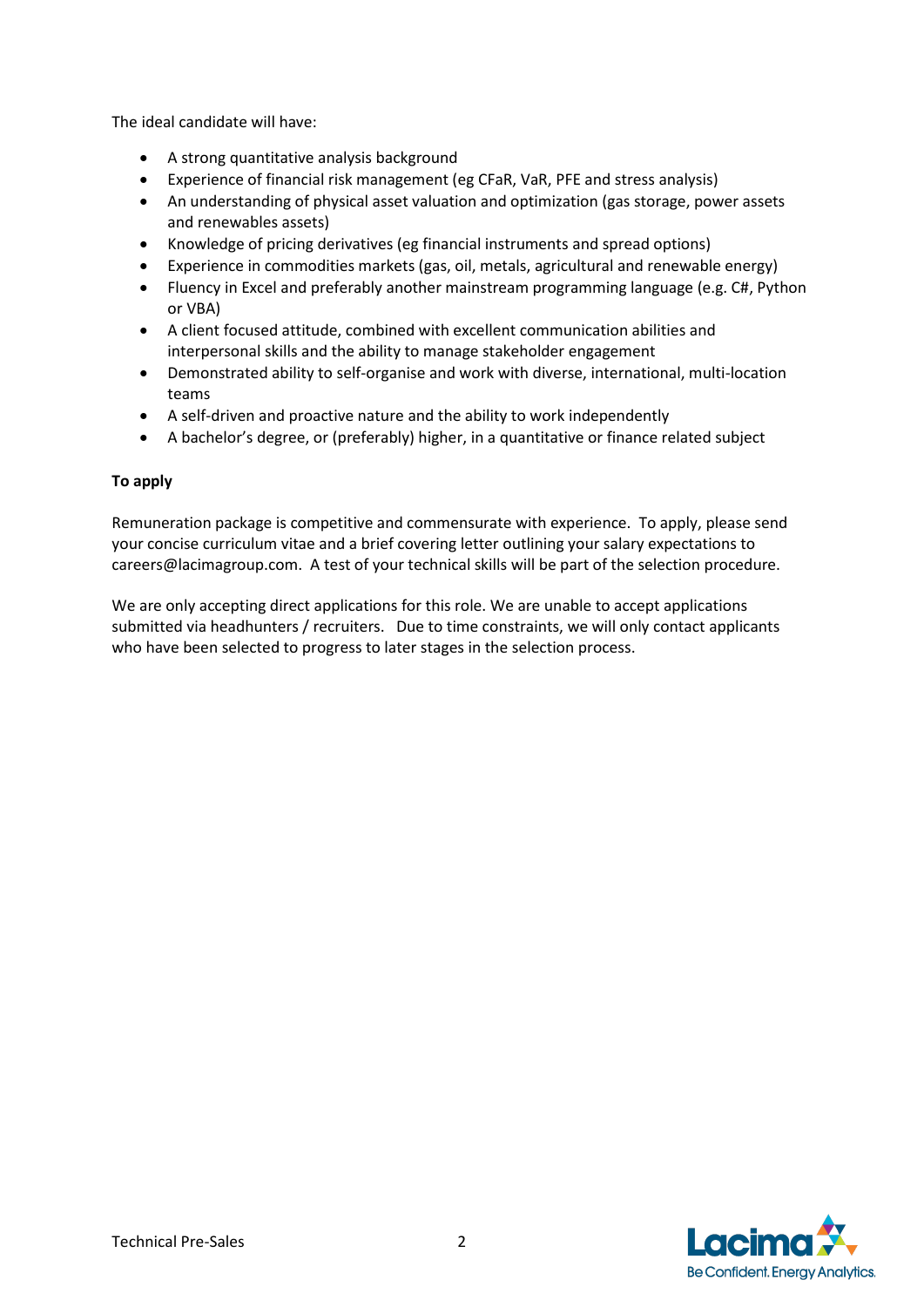The ideal candidate will have:

- A strong quantitative analysis background
- Experience of financial risk management (eg CFaR, VaR, PFE and stress analysis)
- An understanding of physical asset valuation and optimization (gas storage, power assets and renewables assets)
- Knowledge of pricing derivatives (eg financial instruments and spread options)
- Experience in commodities markets (gas, oil, metals, agricultural and renewable energy)
- Fluency in Excel and preferably another mainstream programming language (e.g. C#, Python or VBA)
- A client focused attitude, combined with excellent communication abilities and interpersonal skills and the ability to manage stakeholder engagement
- Demonstrated ability to self-organise and work with diverse, international, multi-location teams
- A self-driven and proactive nature and the ability to work independently
- A bachelor's degree, or (preferably) higher, in a quantitative or finance related subject

**To apply**

Remuneration package is competitive and commensurate with experience. To apply, please send your concise curriculum vitae and a brief covering letter outlining your salary expectations to careers@lacimagroup.com. A test of your technical skills will be part of the selection procedure.

We are only accepting direct applications for this role. We are unable to accept applications submitted via headhunters / recruiters. Due to time constraints, we will only contact applicants who have been selected to progress to later stages in the selection process.